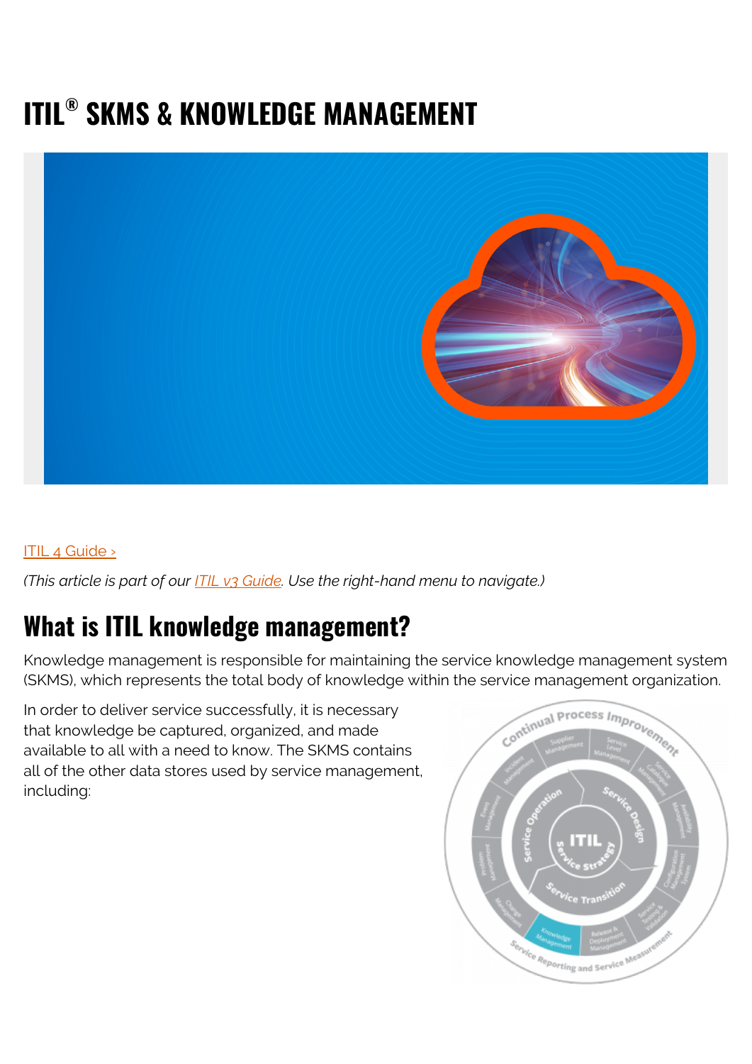# ITIL® SKMS & KNOWLEDGE MANAGEMENT

[ITIL 4 Guide ›](#)

*(This article is part of our [ITIL v3 Guide](#). Use the right-hand menu to navigate.)*

## What is ITIL knowledge management?

Knowledge management is responsible for maintaining the service knowledge management system (SKMS), which represents the total body of knowledge within the service management organization.

In order to deliver service successfully, it is necessary that knowledge be captured, organized, and made available to all with a need to know. The SKMS contains all of the other data stores used by service management, including: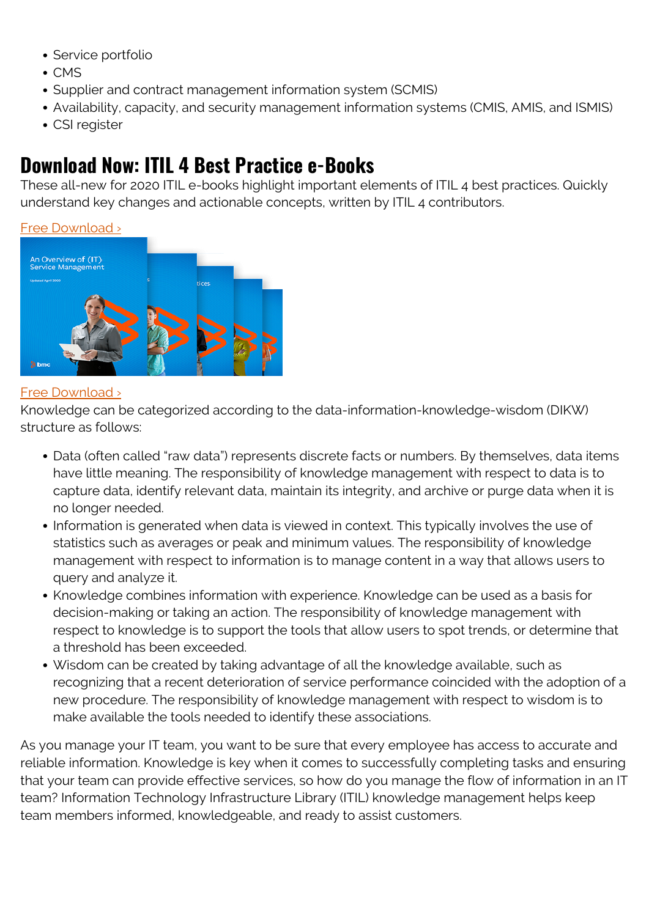- Service portfolio
- CMS
- Supplier and contract management information system (SCMIS)
- Availability, capacity, and security management information systems (CMIS, AMIS, and ISMIS)
- CSI register

## Download Now: ITIL 4 Best Practice e-Books

These all-new for 2020 ITIL e-books highlight important elements of ITIL 4 best practices. Quickly understand key changes and actionable concepts, written by ITIL 4 contributors.

Free Download ›

Free Download ›

Knowledge can be categorized according to the data-information-knowledge-wisdom (DIKW) structure as follows:

- Data (often called "raw data") represents discrete facts or numbers. By themselves, data items have little meaning. The responsibility of knowledge management with respect to data is to capture data, identify relevant data, maintain its integrity, and archive or purge data when it is no longer needed.
- Information is generated when data is viewed in context. This typically involves the use of statistics such as averages or peak and minimum values. The responsibility of knowledge management with respect to information is to manage content in a way that allows users to query and analyze it.
- Knowledge combines information with experience. Knowledge can be used as a basis for decision-making or taking an action. The responsibility of knowledge management with respect to knowledge is to support the tools that allow users to spot trends, or determine that a threshold has been exceeded.
- Wisdom can be created by taking advantage of all the knowledge available, such as recognizing that a recent deterioration of service performance coincided with the adoption of a new procedure. The responsibility of knowledge management with respect to wisdom is to make available the tools needed to identify these associations.

As you manage your IT team, you want to be sure that every employee has access to accurate and reliable information. Knowledge is key when it comes to successfully completing tasks and ensuring that your team can provide effective services, so how do you manage the flow of information in an IT team? Information Technology Infrastructure Library (ITIL) knowledge management helps keep team members informed, knowledgeable, and ready to assist customers.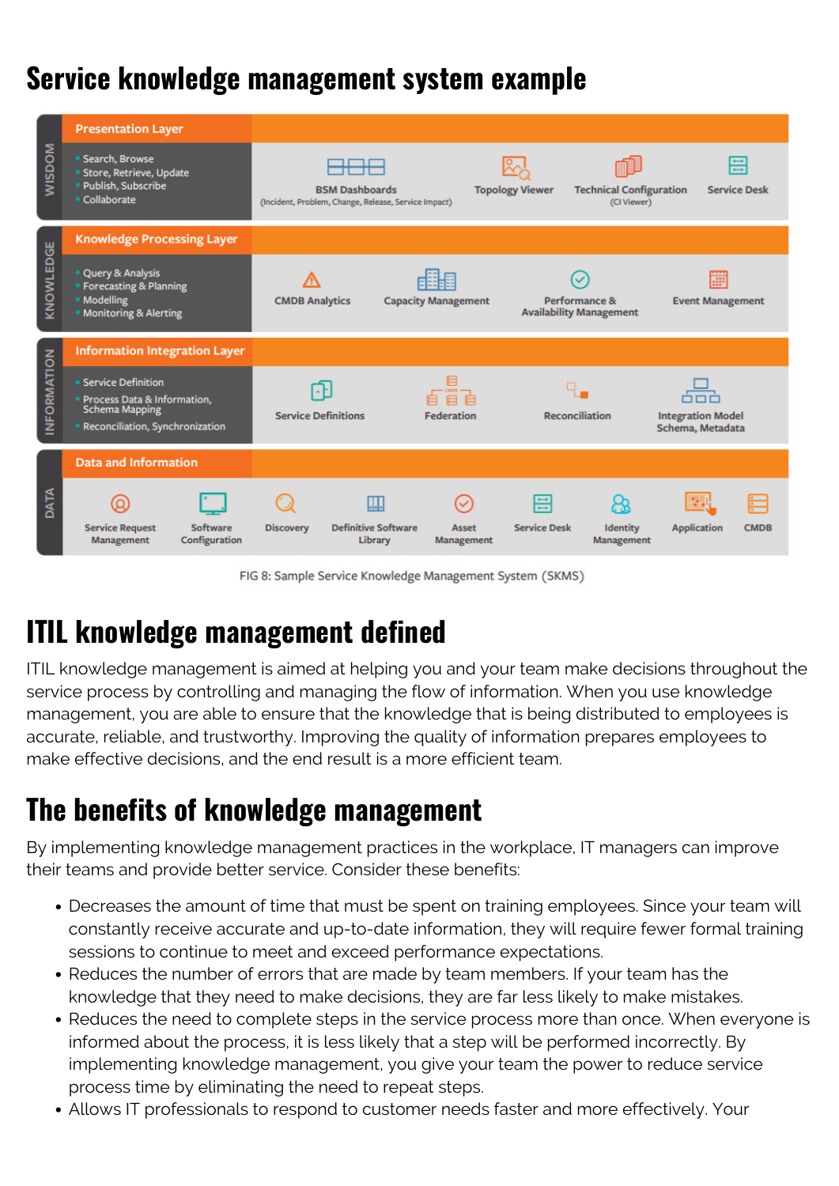## Service knowledge management system example

| | Layer | Capabilities | Components |
|---|---|---|---|
| WISDOM | Presentation Layer | Search, Browse; Store, Retrieve, Update; Publish, Subscribe; Collaborate | BSM Dashboards (Incident, Problem, Change, Release, Service Impact); Topology Viewer; Technical Configuration (CI Viewer); Service Desk |
| KNOWLEDGE | Knowledge Processing Layer | Query & Analysis; Forecasting & Planning; Modelling; Monitoring & Alerting | CMDB Analytics; Capacity Management; Performance & Availability Management; Event Management |
| INFORMATION | Information Integration Layer | Service Definition; Process Data & Information, Schema Mapping; Reconciliation, Synchronization | Service Definitions; Federation; Reconciliation; Integration Model Schema, Metadata |
| DATA | Data and Information | | Service Request Management; Software Configuration; Discovery; Definitive Software Library; Asset Management; Service Desk; Identity Management; Application; CMDB |

FIG 8: Sample Service Knowledge Management System (SKMS)

## ITIL knowledge management defined

ITIL knowledge management is aimed at helping you and your team make decisions throughout the service process by controlling and managing the flow of information. When you use knowledge management, you are able to ensure that the knowledge that is being distributed to employees is accurate, reliable, and trustworthy. Improving the quality of information prepares employees to make effective decisions, and the end result is a more efficient team.

## The benefits of knowledge management

By implementing knowledge management practices in the workplace, IT managers can improve their teams and provide better service. Consider these benefits:

- Decreases the amount of time that must be spent on training employees. Since your team will constantly receive accurate and up-to-date information, they will require fewer formal training sessions to continue to meet and exceed performance expectations.
- Reduces the number of errors that are made by team members. If your team has the knowledge that they need to make decisions, they are far less likely to make mistakes.
- Reduces the need to complete steps in the service process more than once. When everyone is informed about the process, it is less likely that a step will be performed incorrectly. By implementing knowledge management, you give your team the power to reduce service process time by eliminating the need to repeat steps.
- Allows IT professionals to respond to customer needs faster and more effectively. Your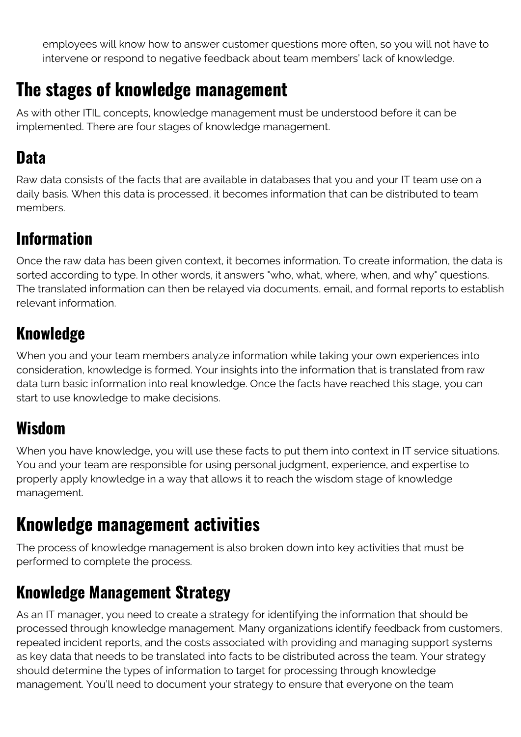employees will know how to answer customer questions more often, so you will not have to intervene or respond to negative feedback about team members' lack of knowledge.

## The stages of knowledge management

As with other ITIL concepts, knowledge management must be understood before it can be implemented. There are four stages of knowledge management.

### Data

Raw data consists of the facts that are available in databases that you and your IT team use on a daily basis. When this data is processed, it becomes information that can be distributed to team members.

### Information

Once the raw data has been given context, it becomes information. To create information, the data is sorted according to type. In other words, it answers "who, what, where, when, and why" questions. The translated information can then be relayed via documents, email, and formal reports to establish relevant information.

### Knowledge

When you and your team members analyze information while taking your own experiences into consideration, knowledge is formed. Your insights into the information that is translated from raw data turn basic information into real knowledge. Once the facts have reached this stage, you can start to use knowledge to make decisions.

### Wisdom

When you have knowledge, you will use these facts to put them into context in IT service situations. You and your team are responsible for using personal judgment, experience, and expertise to properly apply knowledge in a way that allows it to reach the wisdom stage of knowledge management.

## Knowledge management activities

The process of knowledge management is also broken down into key activities that must be performed to complete the process.

### Knowledge Management Strategy

As an IT manager, you need to create a strategy for identifying the information that should be processed through knowledge management. Many organizations identify feedback from customers, repeated incident reports, and the costs associated with providing and managing support systems as key data that needs to be translated into facts to be distributed across the team. Your strategy should determine the types of information to target for processing through knowledge management. You'll need to document your strategy to ensure that everyone on the team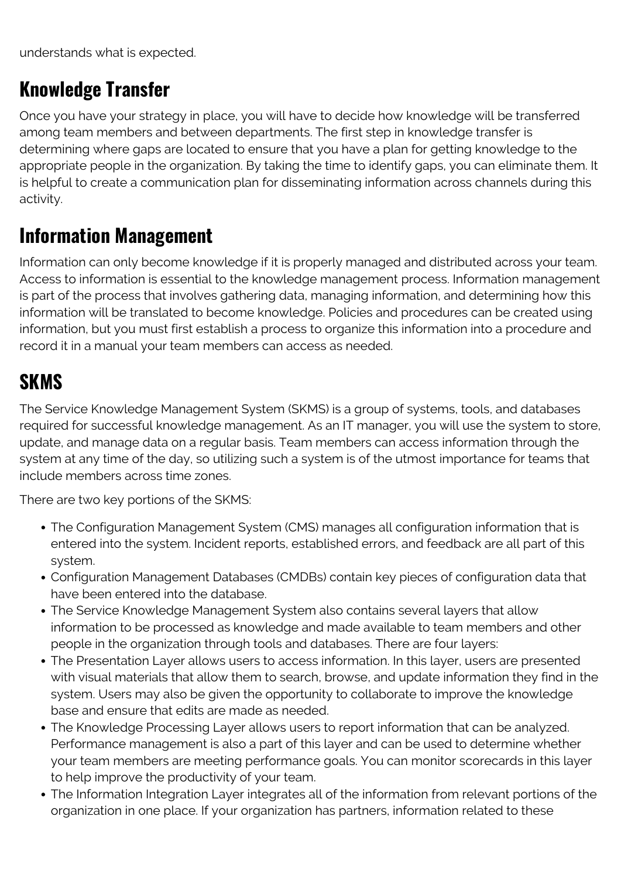understands what is expected.

## Knowledge Transfer

Once you have your strategy in place, you will have to decide how knowledge will be transferred among team members and between departments. The first step in knowledge transfer is determining where gaps are located to ensure that you have a plan for getting knowledge to the appropriate people in the organization. By taking the time to identify gaps, you can eliminate them. It is helpful to create a communication plan for disseminating information across channels during this activity.

## Information Management

Information can only become knowledge if it is properly managed and distributed across your team. Access to information is essential to the knowledge management process. Information management is part of the process that involves gathering data, managing information, and determining how this information will be translated to become knowledge. Policies and procedures can be created using information, but you must first establish a process to organize this information into a procedure and record it in a manual your team members can access as needed.

## SKMS

The Service Knowledge Management System (SKMS) is a group of systems, tools, and databases required for successful knowledge management. As an IT manager, you will use the system to store, update, and manage data on a regular basis. Team members can access information through the system at any time of the day, so utilizing such a system is of the utmost importance for teams that include members across time zones.

There are two key portions of the SKMS:

- The Configuration Management System (CMS) manages all configuration information that is entered into the system. Incident reports, established errors, and feedback are all part of this system.
- Configuration Management Databases (CMDBs) contain key pieces of configuration data that have been entered into the database.
- The Service Knowledge Management System also contains several layers that allow information to be processed as knowledge and made available to team members and other people in the organization through tools and databases. There are four layers:
- The Presentation Layer allows users to access information. In this layer, users are presented with visual materials that allow them to search, browse, and update information they find in the system. Users may also be given the opportunity to collaborate to improve the knowledge base and ensure that edits are made as needed.
- The Knowledge Processing Layer allows users to report information that can be analyzed. Performance management is also a part of this layer and can be used to determine whether your team members are meeting performance goals. You can monitor scorecards in this layer to help improve the productivity of your team.
- The Information Integration Layer integrates all of the information from relevant portions of the organization in one place. If your organization has partners, information related to these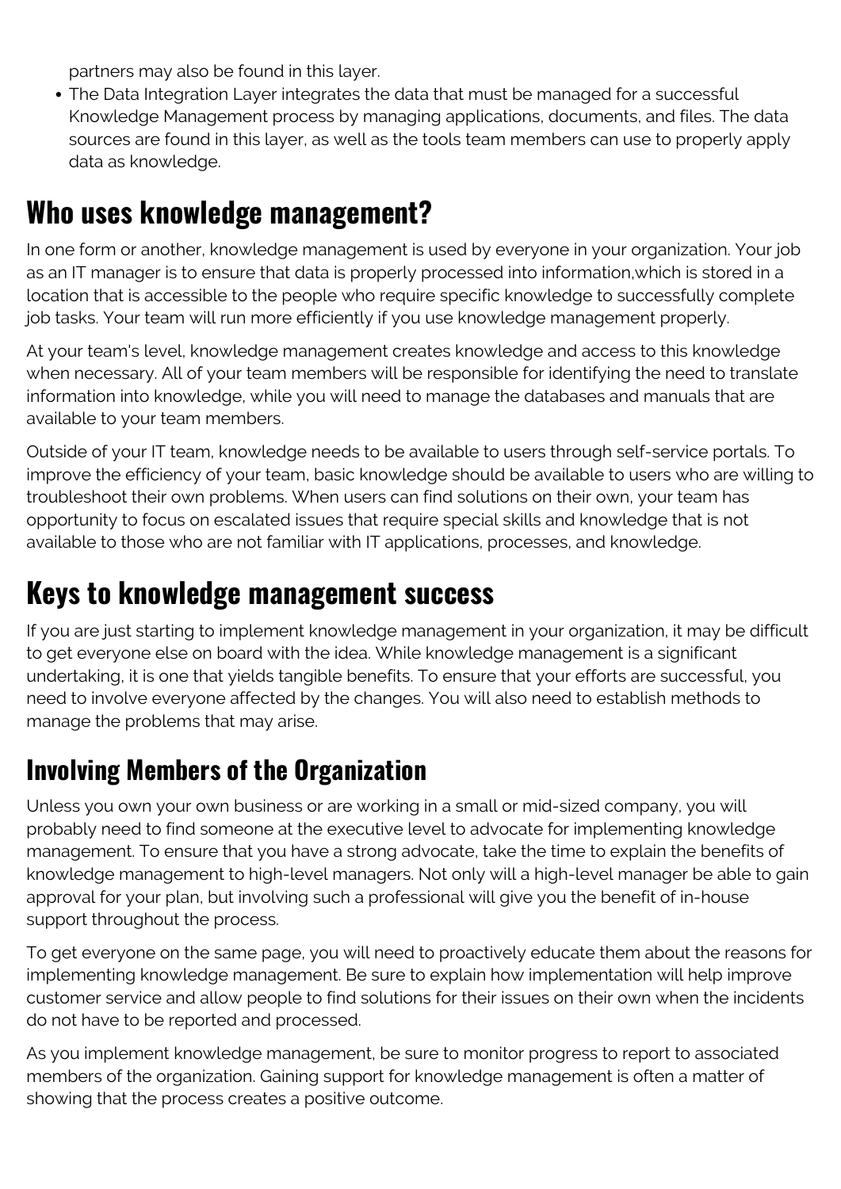partners may also be found in this layer.

- The Data Integration Layer integrates the data that must be managed for a successful Knowledge Management process by managing applications, documents, and files. The data sources are found in this layer, as well as the tools team members can use to properly apply data as knowledge.

# Who uses knowledge management?

In one form or another, knowledge management is used by everyone in your organization. Your job as an IT manager is to ensure that data is properly processed into information,which is stored in a location that is accessible to the people who require specific knowledge to successfully complete job tasks. Your team will run more efficiently if you use knowledge management properly.

At your team's level, knowledge management creates knowledge and access to this knowledge when necessary. All of your team members will be responsible for identifying the need to translate information into knowledge, while you will need to manage the databases and manuals that are available to your team members.

Outside of your IT team, knowledge needs to be available to users through self-service portals. To improve the efficiency of your team, basic knowledge should be available to users who are willing to troubleshoot their own problems. When users can find solutions on their own, your team has opportunity to focus on escalated issues that require special skills and knowledge that is not available to those who are not familiar with IT applications, processes, and knowledge.

# Keys to knowledge management success

If you are just starting to implement knowledge management in your organization, it may be difficult to get everyone else on board with the idea. While knowledge management is a significant undertaking, it is one that yields tangible benefits. To ensure that your efforts are successful, you need to involve everyone affected by the changes. You will also need to establish methods to manage the problems that may arise.

## Involving Members of the Organization

Unless you own your own business or are working in a small or mid-sized company, you will probably need to find someone at the executive level to advocate for implementing knowledge management. To ensure that you have a strong advocate, take the time to explain the benefits of knowledge management to high-level managers. Not only will a high-level manager be able to gain approval for your plan, but involving such a professional will give you the benefit of in-house support throughout the process.

To get everyone on the same page, you will need to proactively educate them about the reasons for implementing knowledge management. Be sure to explain how implementation will help improve customer service and allow people to find solutions for their issues on their own when the incidents do not have to be reported and processed.

As you implement knowledge management, be sure to monitor progress to report to associated members of the organization. Gaining support for knowledge management is often a matter of showing that the process creates a positive outcome.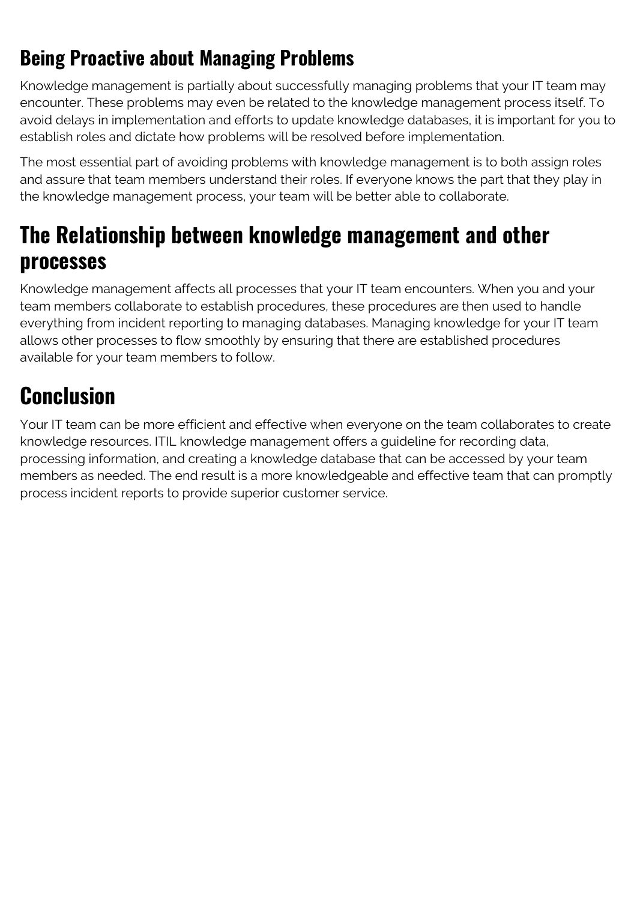## Being Proactive about Managing Problems

Knowledge management is partially about successfully managing problems that your IT team may encounter. These problems may even be related to the knowledge management process itself. To avoid delays in implementation and efforts to update knowledge databases, it is important for you to establish roles and dictate how problems will be resolved before implementation.

The most essential part of avoiding problems with knowledge management is to both assign roles and assure that team members understand their roles. If everyone knows the part that they play in the knowledge management process, your team will be better able to collaborate.

## The Relationship between knowledge management and other processes

Knowledge management affects all processes that your IT team encounters. When you and your team members collaborate to establish procedures, these procedures are then used to handle everything from incident reporting to managing databases. Managing knowledge for your IT team allows other processes to flow smoothly by ensuring that there are established procedures available for your team members to follow.

## Conclusion

Your IT team can be more efficient and effective when everyone on the team collaborates to create knowledge resources. ITIL knowledge management offers a guideline for recording data, processing information, and creating a knowledge database that can be accessed by your team members as needed. The end result is a more knowledgeable and effective team that can promptly process incident reports to provide superior customer service.